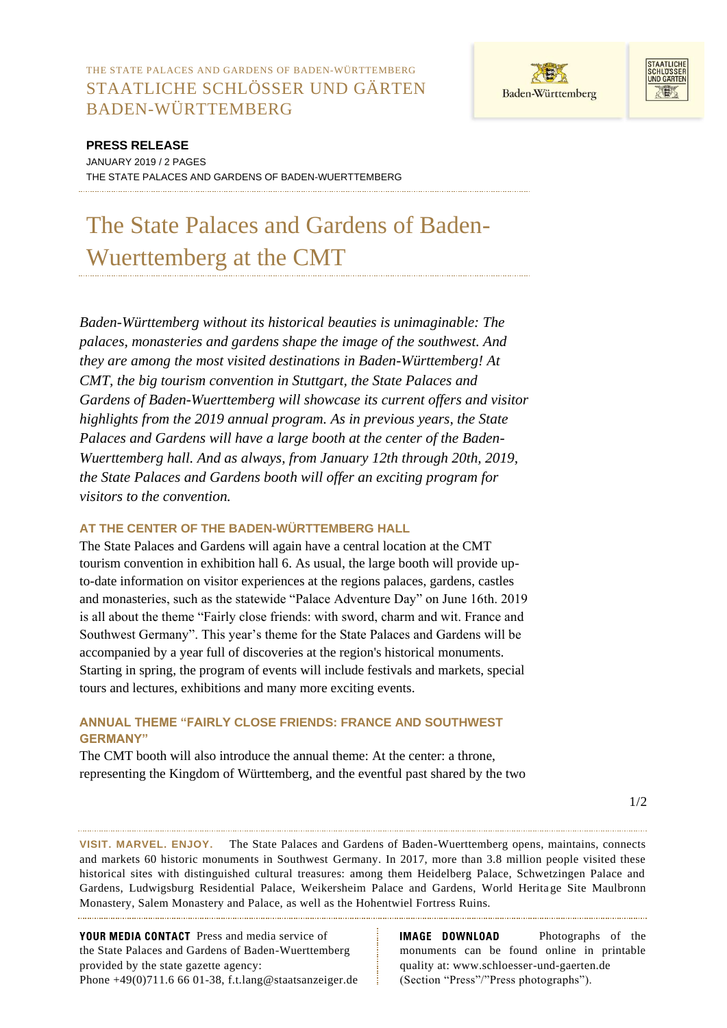THE STATE PALACES AND GARDENS OF BADEN-WÜRTTEMBERG
STAATLICHE SCHLÖSSER UND GÄRTEN BADEN-WÜRTTEMBERG

**PRESS RELEASE**
JANUARY 2019 / 2 PAGES
THE STATE PALACES AND GARDENS OF BADEN-WUERTTEMBERG

# The State Palaces and Gardens of Baden-Wuerttemberg at the CMT

*Baden-Württemberg without its historical beauties is unimaginable: The palaces, monasteries and gardens shape the image of the southwest. And they are among the most visited destinations in Baden-Württemberg! At CMT, the big tourism convention in Stuttgart, the State Palaces and Gardens of Baden-Wuerttemberg will showcase its current offers and visitor highlights from the 2019 annual program. As in previous years, the State Palaces and Gardens will have a large booth at the center of the Baden-Wuerttemberg hall. And as always, from January 12th through 20th, 2019, the State Palaces and Gardens booth will offer an exciting program for visitors to the convention.*

## AT THE CENTER OF THE BADEN-WÜRTTEMBERG HALL

The State Palaces and Gardens will again have a central location at the CMT tourism convention in exhibition hall 6. As usual, the large booth will provide up-to-date information on visitor experiences at the regions palaces, gardens, castles and monasteries, such as the statewide "Palace Adventure Day" on June 16th. 2019 is all about the theme "Fairly close friends: with sword, charm and wit. France and Southwest Germany". This year's theme for the State Palaces and Gardens will be accompanied by a year full of discoveries at the region's historical monuments. Starting in spring, the program of events will include festivals and markets, special tours and lectures, exhibitions and many more exciting events.

## ANNUAL THEME "FAIRLY CLOSE FRIENDS: FRANCE AND SOUTHWEST GERMANY"

The CMT booth will also introduce the annual theme: At the center: a throne, representing the Kingdom of Württemberg, and the eventful past shared by the two

**VISIT. MARVEL. ENJOY.** The State Palaces and Gardens of Baden-Wuerttemberg opens, maintains, connects and markets 60 historic monuments in Southwest Germany. In 2017, more than 3.8 million people visited these historical sites with distinguished cultural treasures: among them Heidelberg Palace, Schwetzingen Palace and Gardens, Ludwigsburg Residential Palace, Weikersheim Palace and Gardens, World Heritage Site Maulbronn Monastery, Salem Monastery and Palace, as well as the Hohentwiel Fortress Ruins.

**YOUR MEDIA CONTACT** Press and media service of the State Palaces and Gardens of Baden-Wuerttemberg provided by the state gazette agency:
Phone +49(0)711.6 66 01-38, f.t.lang@staatsanzeiger.de

**IMAGE DOWNLOAD** Photographs of the monuments can be found online in printable quality at: www.schloesser-und-gaerten.de (Section "Press"/"Press photographs").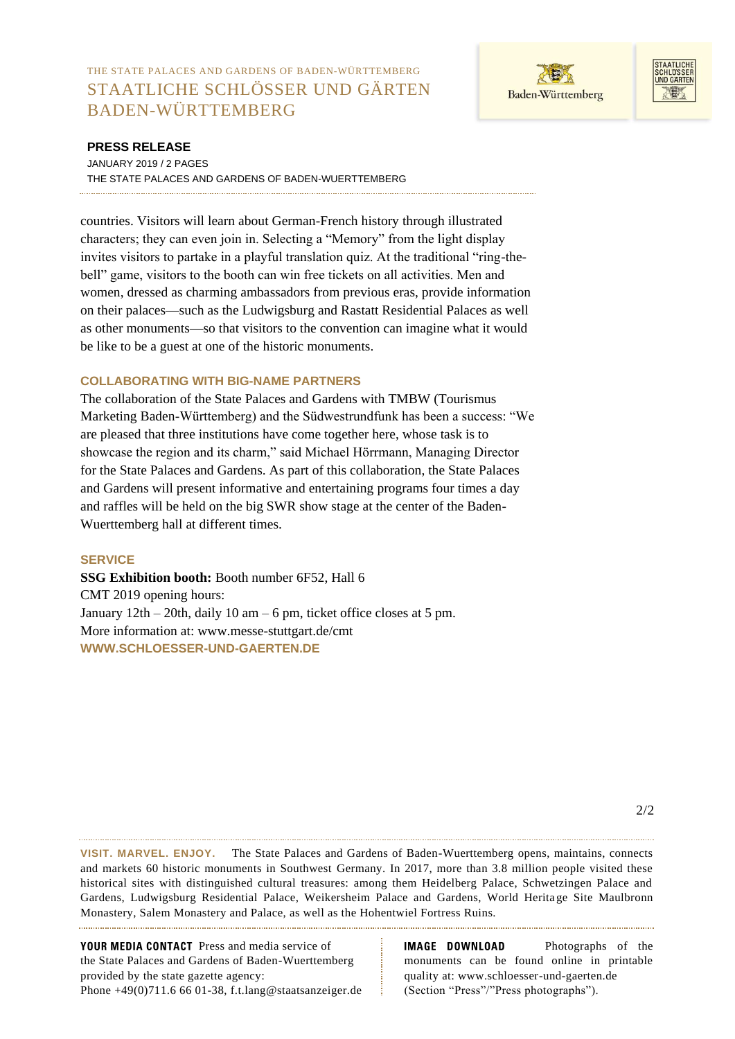countries. Visitors will learn about German-French history through illustrated characters; they can even join in. Selecting a "Memory" from the light display invites visitors to partake in a playful translation quiz. At the traditional "ring-the-bell" game, visitors to the booth can win free tickets on all activities. Men and women, dressed as charming ambassadors from previous eras, provide information on their palaces—such as the Ludwigsburg and Rastatt Residential Palaces as well as other monuments—so that visitors to the convention can imagine what it would be like to be a guest at one of the historic monuments.

## COLLABORATING WITH BIG-NAME PARTNERS

The collaboration of the State Palaces and Gardens with TMBW (Tourismus Marketing Baden-Württemberg) and the Südwestrundfunk has been a success: "We are pleased that three institutions have come together here, whose task is to showcase the region and its charm," said Michael Hörrmann, Managing Director for the State Palaces and Gardens. As part of this collaboration, the State Palaces and Gardens will present informative and entertaining programs four times a day and raffles will be held on the big SWR show stage at the center of the Baden-Wuerttemberg hall at different times.

## SERVICE

**SSG Exhibition booth:** Booth number 6F52, Hall 6
CMT 2019 opening hours:
January 12th – 20th, daily 10 am – 6 pm, ticket office closes at 5 pm.
More information at: www.messe-stuttgart.de/cmt
**WWW.SCHLOESSER-UND-GAERTEN.DE**

**VISIT. MARVEL. ENJOY.** The State Palaces and Gardens of Baden-Wuerttemberg opens, maintains, connects and markets 60 historic monuments in Southwest Germany. In 2017, more than 3.8 million people visited these historical sites with distinguished cultural treasures: among them Heidelberg Palace, Schwetzingen Palace and Gardens, Ludwigsburg Residential Palace, Weikersheim Palace and Gardens, World Heritage Site Maulbronn Monastery, Salem Monastery and Palace, as well as the Hohentwiel Fortress Ruins.

**YOUR MEDIA CONTACT** Press and media service of the State Palaces and Gardens of Baden-Wuerttemberg provided by the state gazette agency:
Phone +49(0)711.6 66 01-38, f.t.lang@staatsanzeiger.de

**IMAGE DOWNLOAD** Photographs of the monuments can be found online in printable quality at: www.schloesser-und-gaerten.de (Section "Press"/"Press photographs").